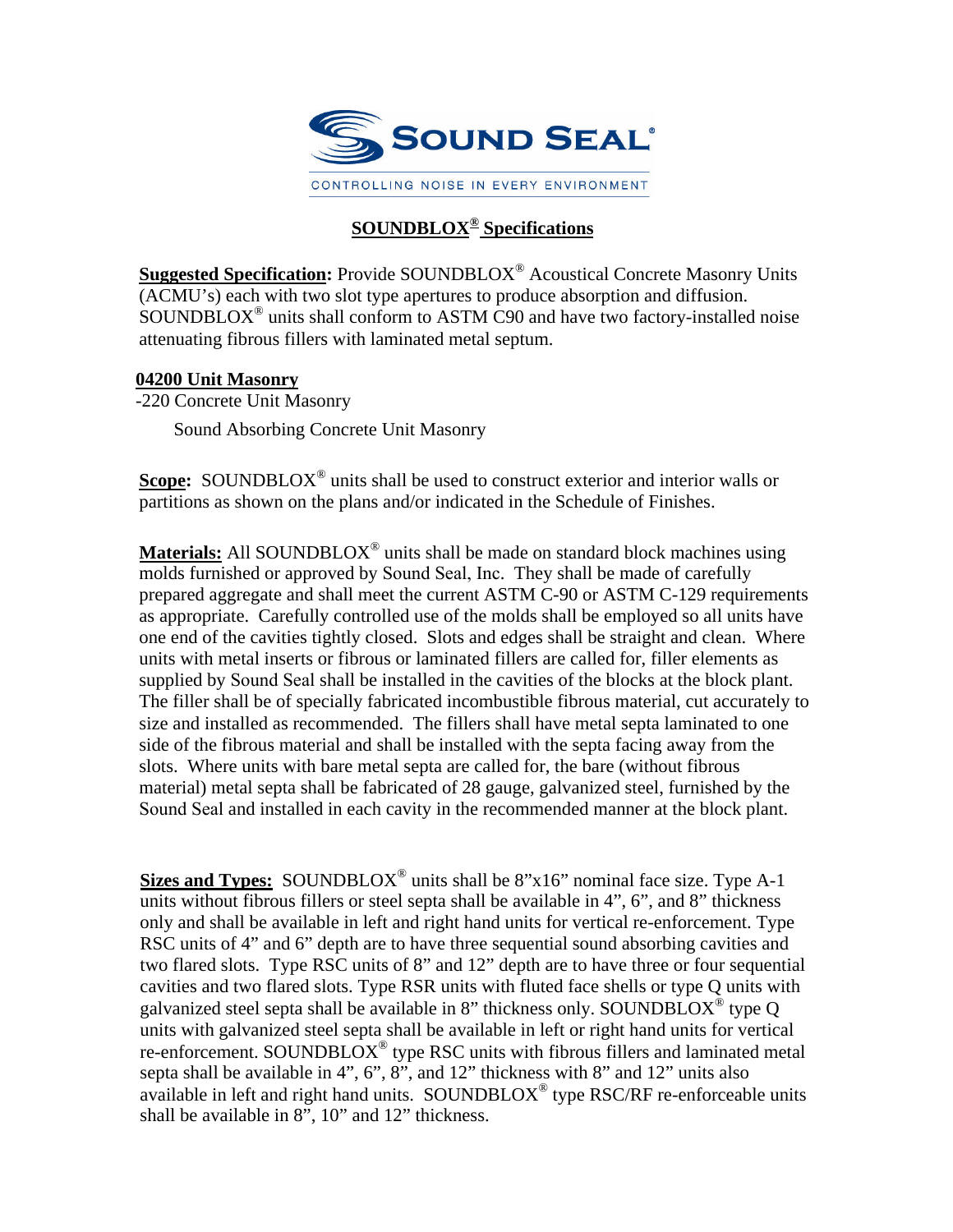SOUND SEAL®

CONTROLLING NOISE IN EVERY ENVIRONMENT

# SOUNDBLOX® Specifications

**Suggested Specification:** Provide SOUNDBLOX® Acoustical Concrete Masonry Units (ACMU's) each with two slot type apertures to produce absorption and diffusion. SOUNDBLOX® units shall conform to ASTM C90 and have two factory-installed noise attenuating fibrous fillers with laminated metal septum.

## 04200 Unit Masonry

-220 Concrete Unit Masonry

Sound Absorbing Concrete Unit Masonry

**Scope:** SOUNDBLOX® units shall be used to construct exterior and interior walls or partitions as shown on the plans and/or indicated in the Schedule of Finishes.

**Materials:** All SOUNDBLOX® units shall be made on standard block machines using molds furnished or approved by Sound Seal, Inc. They shall be made of carefully prepared aggregate and shall meet the current ASTM C-90 or ASTM C-129 requirements as appropriate. Carefully controlled use of the molds shall be employed so all units have one end of the cavities tightly closed. Slots and edges shall be straight and clean. Where units with metal inserts or fibrous or laminated fillers are called for, filler elements as supplied by Sound Seal shall be installed in the cavities of the blocks at the block plant. The filler shall be of specially fabricated incombustible fibrous material, cut accurately to size and installed as recommended. The fillers shall have metal septa laminated to one side of the fibrous material and shall be installed with the septa facing away from the slots. Where units with bare metal septa are called for, the bare (without fibrous material) metal septa shall be fabricated of 28 gauge, galvanized steel, furnished by the Sound Seal and installed in each cavity in the recommended manner at the block plant.

**Sizes and Types:** SOUNDBLOX® units shall be 8"x16" nominal face size. Type A-1 units without fibrous fillers or steel septa shall be available in 4", 6", and 8" thickness only and shall be available in left and right hand units for vertical re-enforcement. Type RSC units of 4" and 6" depth are to have three sequential sound absorbing cavities and two flared slots. Type RSC units of 8" and 12" depth are to have three or four sequential cavities and two flared slots. Type RSR units with fluted face shells or type Q units with galvanized steel septa shall be available in 8" thickness only. SOUNDBLOX® type Q units with galvanized steel septa shall be available in left or right hand units for vertical re-enforcement. SOUNDBLOX® type RSC units with fibrous fillers and laminated metal septa shall be available in 4", 6", 8", and 12" thickness with 8" and 12" units also available in left and right hand units. SOUNDBLOX® type RSC/RF re-enforceable units shall be available in 8", 10" and 12" thickness.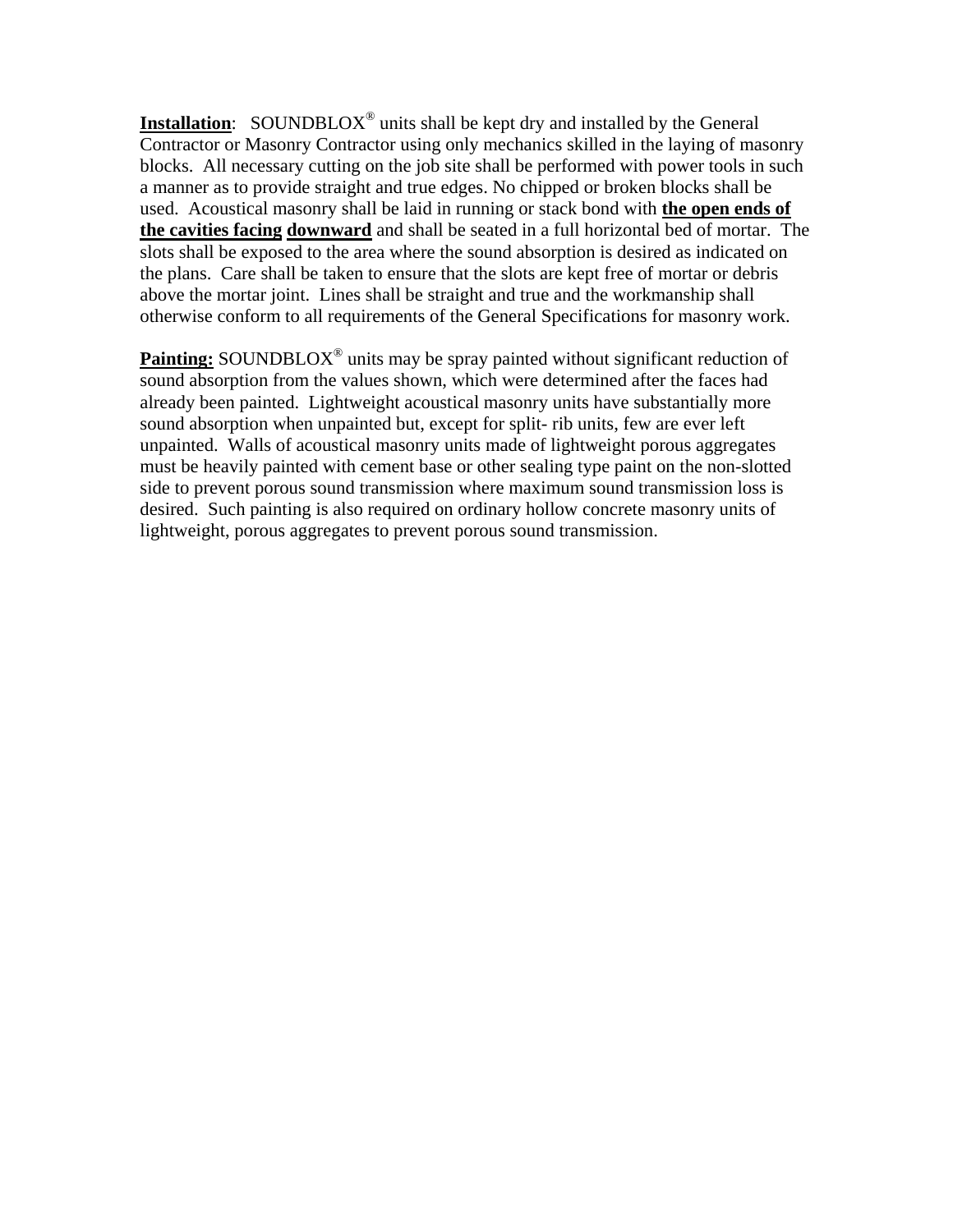**<u>Installation</u>**: SOUNDBLOX® units shall be kept dry and installed by the General Contractor or Masonry Contractor using only mechanics skilled in the laying of masonry blocks. All necessary cutting on the job site shall be performed with power tools in such a manner as to provide straight and true edges. No chipped or broken blocks shall be used. Acoustical masonry shall be laid in running or stack bond with **<u>the open ends of the cavities facing</u> <u>downward</u>** and shall be seated in a full horizontal bed of mortar. The slots shall be exposed to the area where the sound absorption is desired as indicated on the plans. Care shall be taken to ensure that the slots are kept free of mortar or debris above the mortar joint. Lines shall be straight and true and the workmanship shall otherwise conform to all requirements of the General Specifications for masonry work.

**<u>Painting:</u>** SOUNDBLOX® units may be spray painted without significant reduction of sound absorption from the values shown, which were determined after the faces had already been painted. Lightweight acoustical masonry units have substantially more sound absorption when unpainted but, except for split- rib units, few are ever left unpainted. Walls of acoustical masonry units made of lightweight porous aggregates must be heavily painted with cement base or other sealing type paint on the non-slotted side to prevent porous sound transmission where maximum sound transmission loss is desired. Such painting is also required on ordinary hollow concrete masonry units of lightweight, porous aggregates to prevent porous sound transmission.